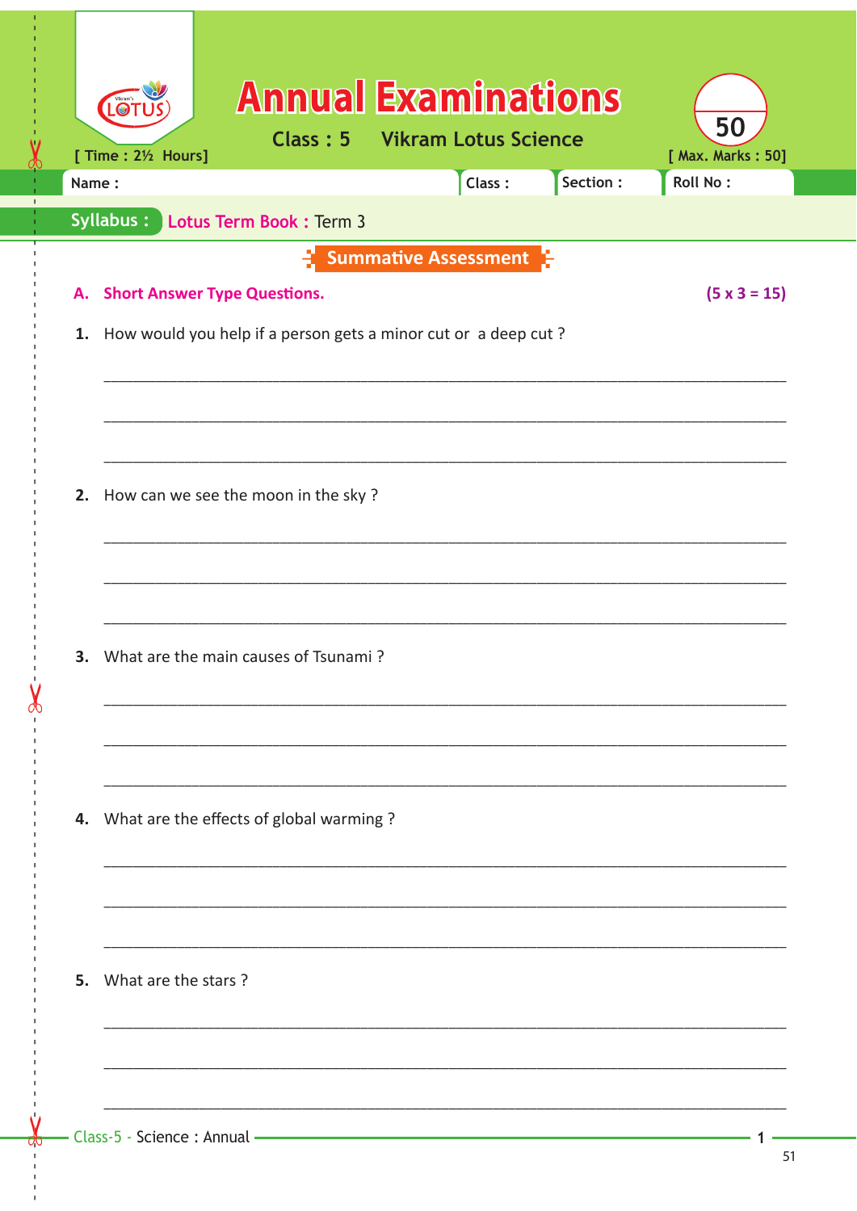# Annual Examinations

**Class : 5** **Vikram Lotus Science**

[ Time : 2½ Hours] [ Max. Marks : 50]

Name : Class : Section : Roll No :

**Syllabus :** Lotus Term Book : Term 3

## Summative Assessment

### A. Short Answer Type Questions. (5 x 3 = 15)

1. How would you help if a person gets a minor cut or a deep cut ?

_______________________________________________

_______________________________________________

_______________________________________________

2. How can we see the moon in the sky ?

_______________________________________________

_______________________________________________

_______________________________________________

3. What are the main causes of Tsunami ?

_______________________________________________

_______________________________________________

_______________________________________________

4. What are the effects of global warming ?

_______________________________________________

_______________________________________________

_______________________________________________

5. What are the stars ?

_______________________________________________

_______________________________________________

_______________________________________________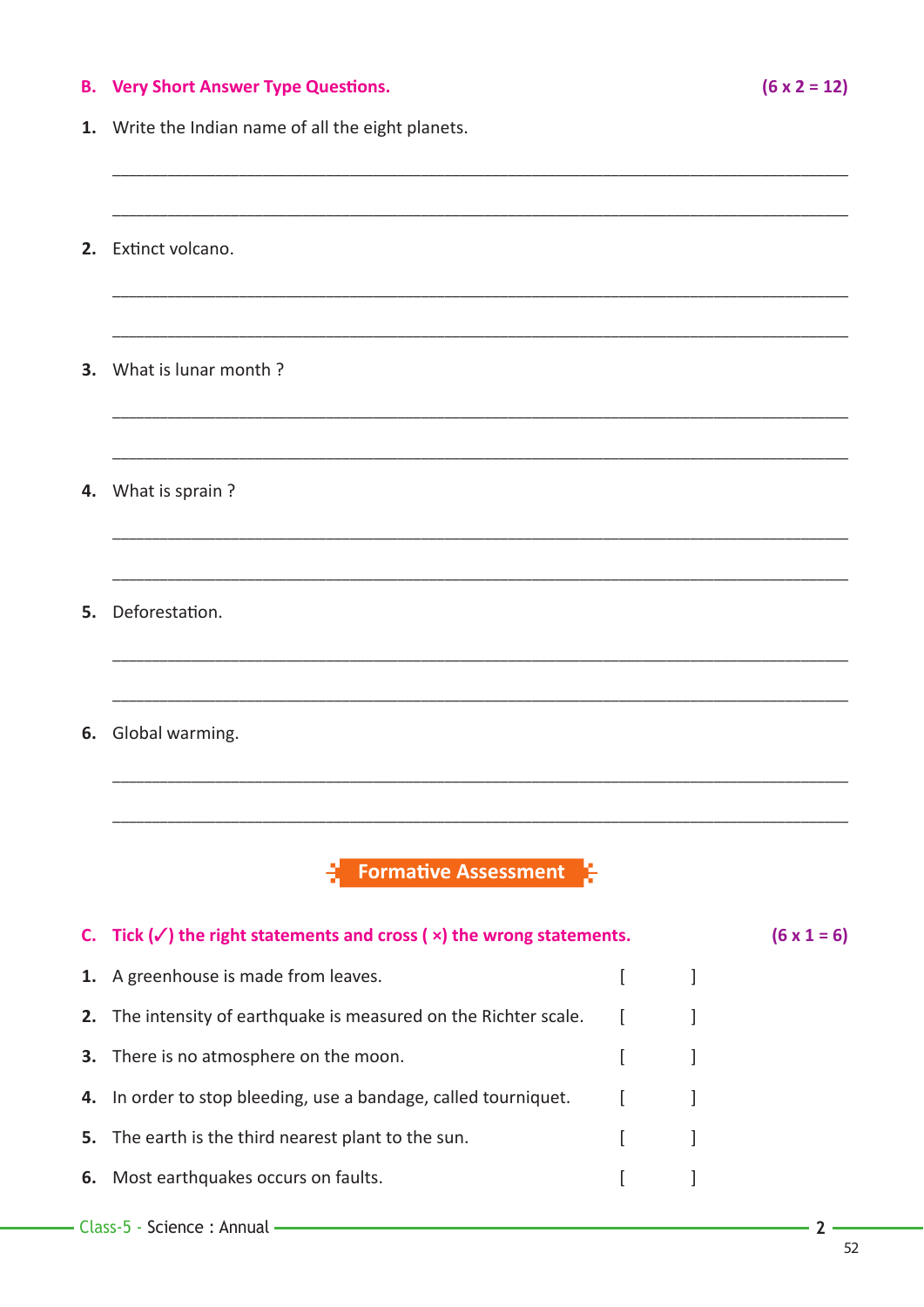## B. Very Short Answer Type Questions. (6 x 2 = 12)

**1.** Write the Indian name of all the eight planets.

______________________________________________________________________

______________________________________________________________________

**2.** Extinct volcano.

______________________________________________________________________

______________________________________________________________________

**3.** What is lunar month ?

______________________________________________________________________

______________________________________________________________________

**4.** What is sprain ?

______________________________________________________________________

______________________________________________________________________

**5.** Deforestation.

______________________________________________________________________

______________________________________________________________________

**6.** Global warming.

______________________________________________________________________

______________________________________________________________________

## Formative Assessment

## C. Tick (✓) the right statements and cross ( ×) the wrong statements. (6 x 1 = 6)

**1.** A greenhouse is made from leaves. [ ]

**2.** The intensity of earthquake is measured on the Richter scale. [ ]

**3.** There is no atmosphere on the moon. [ ]

**4.** In order to stop bleeding, use a bandage, called tourniquet. [ ]

**5.** The earth is the third nearest plant to the sun. [ ]

**6.** Most earthquakes occurs on faults. [ ]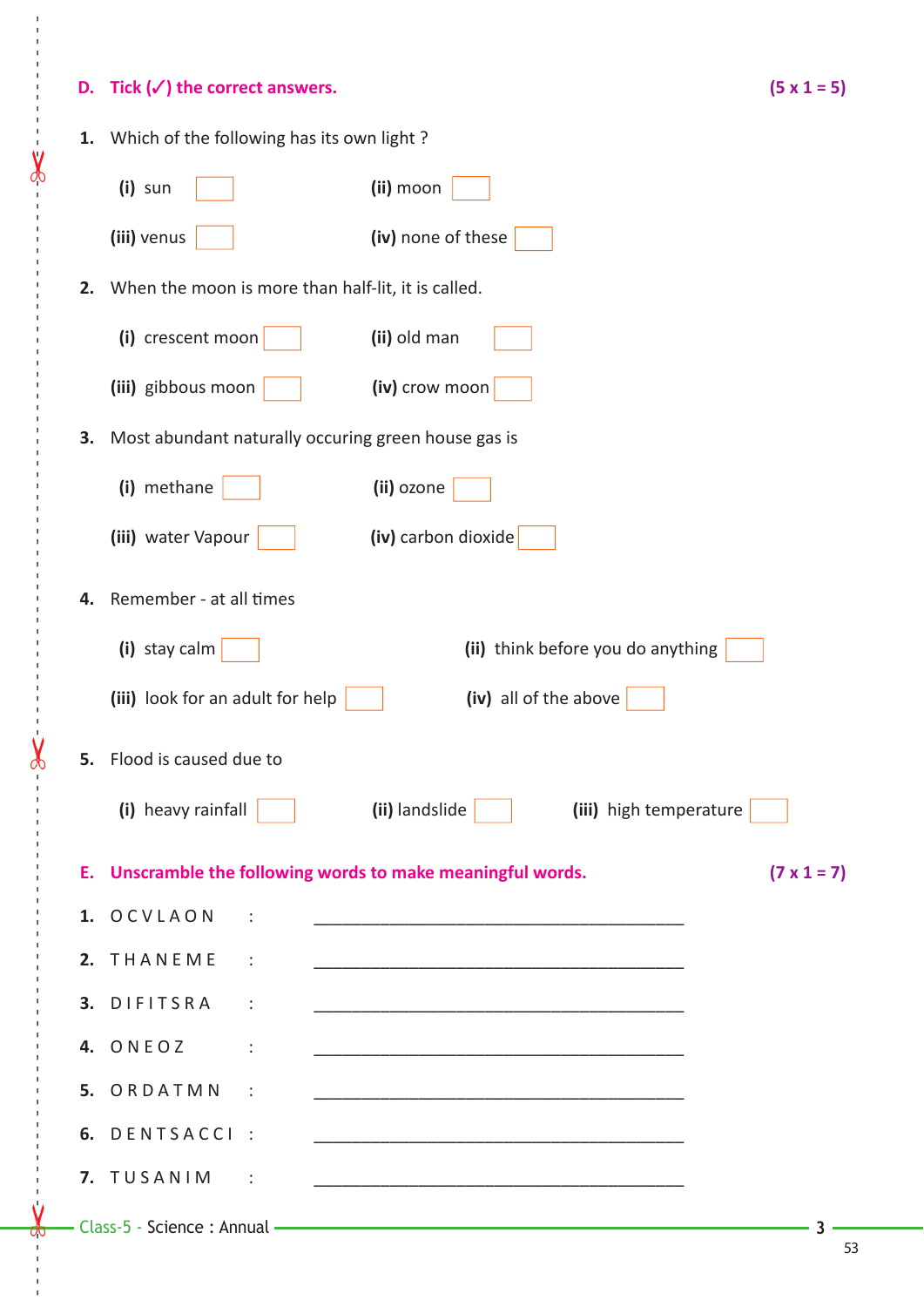**D. Tick (✓) the correct answers.** **(5 x 1 = 5)**

1. Which of the following has its own light ?

   **(i)** sun ☐ **(ii)** moon ☐

   **(iii)** venus ☐ **(iv)** none of these ☐

2. When the moon is more than half-lit, it is called.

   **(i)** crescent moon ☐ **(ii)** old man ☐

   **(iii)** gibbous moon ☐ **(iv)** crow moon ☐

3. Most abundant naturally occuring green house gas is

   **(i)** methane ☐ **(ii)** ozone ☐

   **(iii)** water Vapour ☐ **(iv)** carbon dioxide ☐

4. Remember - at all times

   **(i)** stay calm ☐ **(ii)** think before you do anything ☐

   **(iii)** look for an adult for help ☐ **(iv)** all of the above ☐

5. Flood is caused due to

   **(i)** heavy rainfall ☐ **(ii)** landslide ☐ **(iii)** high temperature ☐

**E. Unscramble the following words to make meaningful words.** **(7 x 1 = 7)**

1. O C V L A O N : ________________________________
2. T H A N E M E : ________________________________
3. D I F I T S R A : ________________________________
4. O N E O Z : ________________________________
5. O R D A T M N : ________________________________
6. D E N T S A C C I : ________________________________
7. T U S A N I M : ________________________________

Class-5 - Science : Annual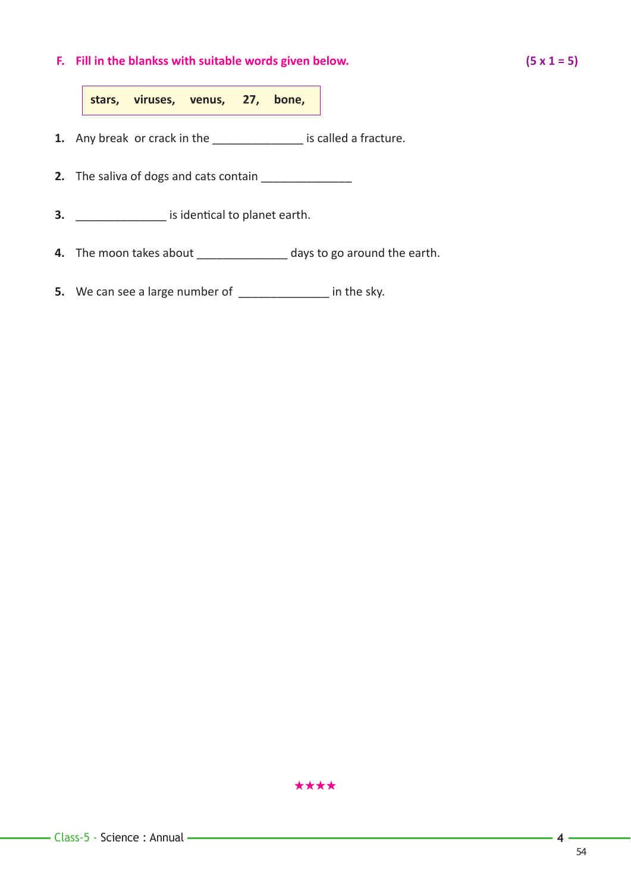**F. Fill in the blankss with suitable words given below.** **(5 x 1 = 5)**

| |
|---|
| **stars, viruses, venus, 27, bone,** |

1. Any break or crack in the ______________ is called a fracture.

2. The saliva of dogs and cats contain ______________

3. ______________ is identical to planet earth.

4. The moon takes about ______________ days to go around the earth.

5. We can see a large number of ______________ in the sky.

★★★★